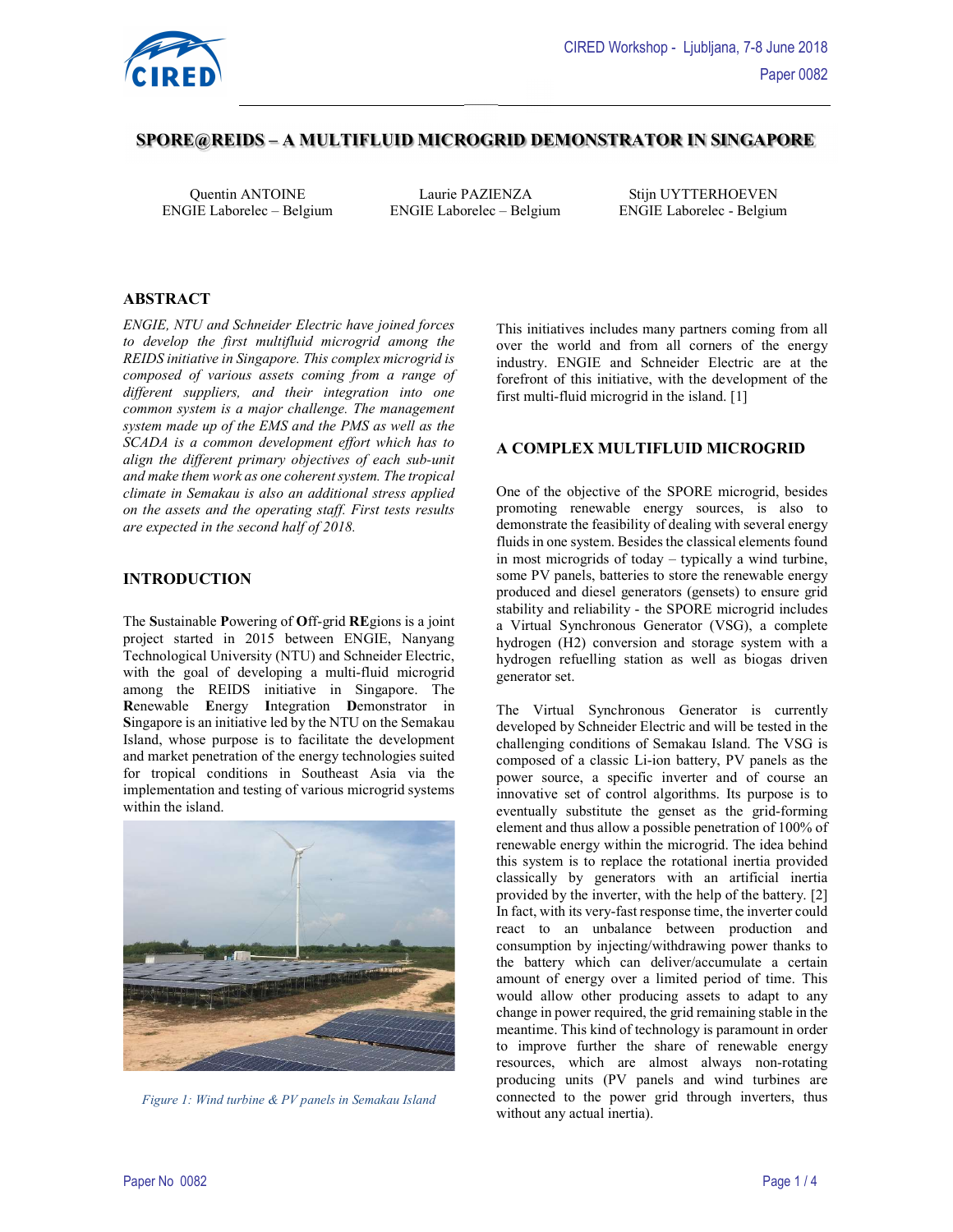# SPORE@REIDS – A MULTIFLUID MICROGRID DEMONSTRATOR IN SINGAPORE

Quentin ANTOINE
ENGIE Laborelec – Belgium

Laurie PAZIENZA
ENGIE Laborelec – Belgium

Stijn UYTTERHOEVEN
ENGIE Laborelec - Belgium

## ABSTRACT

*ENGIE, NTU and Schneider Electric have joined forces to develop the first multifluid microgrid among the REIDS initiative in Singapore. This complex microgrid is composed of various assets coming from a range of different suppliers, and their integration into one common system is a major challenge. The management system made up of the EMS and the PMS as well as the SCADA is a common development effort which has to align the different primary objectives of each sub-unit and make them work as one coherent system. The tropical climate in Semakau is also an additional stress applied on the assets and the operating staff. First tests results are expected in the second half of 2018.*

## INTRODUCTION

The **S**ustainable **P**owering of **O**ff-grid **RE**gions is a joint project started in 2015 between ENGIE, Nanyang Technological University (NTU) and Schneider Electric, with the goal of developing a multi-fluid microgrid among the REIDS initiative in Singapore. The **R**enewable **E**nergy **I**ntegration **D**emonstrator in **S**ingapore is an initiative led by the NTU on the Semakau Island, whose purpose is to facilitate the development and market penetration of the energy technologies suited for tropical conditions in Southeast Asia via the implementation and testing of various microgrid systems within the island.

*Figure 1: Wind turbine & PV panels in Semakau Island*

This initiatives includes many partners coming from all over the world and from all corners of the energy industry. ENGIE and Schneider Electric are at the forefront of this initiative, with the development of the first multi-fluid microgrid in the island. [1]

## A COMPLEX MULTIFLUID MICROGRID

One of the objective of the SPORE microgrid, besides promoting renewable energy sources, is also to demonstrate the feasibility of dealing with several energy fluids in one system. Besides the classical elements found in most microgrids of today – typically a wind turbine, some PV panels, batteries to store the renewable energy produced and diesel generators (gensets) to ensure grid stability and reliability - the SPORE microgrid includes a Virtual Synchronous Generator (VSG), a complete hydrogen (H2) conversion and storage system with a hydrogen refuelling station as well as biogas driven generator set.

The Virtual Synchronous Generator is currently developed by Schneider Electric and will be tested in the challenging conditions of Semakau Island. The VSG is composed of a classic Li-ion battery, PV panels as the power source, a specific inverter and of course an innovative set of control algorithms. Its purpose is to eventually substitute the genset as the grid-forming element and thus allow a possible penetration of 100% of renewable energy within the microgrid. The idea behind this system is to replace the rotational inertia provided classically by generators with an artificial inertia provided by the inverter, with the help of the battery. [2] In fact, with its very-fast response time, the inverter could react to an unbalance between production and consumption by injecting/withdrawing power thanks to the battery which can deliver/accumulate a certain amount of energy over a limited period of time. This would allow other producing assets to adapt to any change in power required, the grid remaining stable in the meantime. This kind of technology is paramount in order to improve further the share of renewable energy resources, which are almost always non-rotating producing units (PV panels and wind turbines are connected to the power grid through inverters, thus without any actual inertia).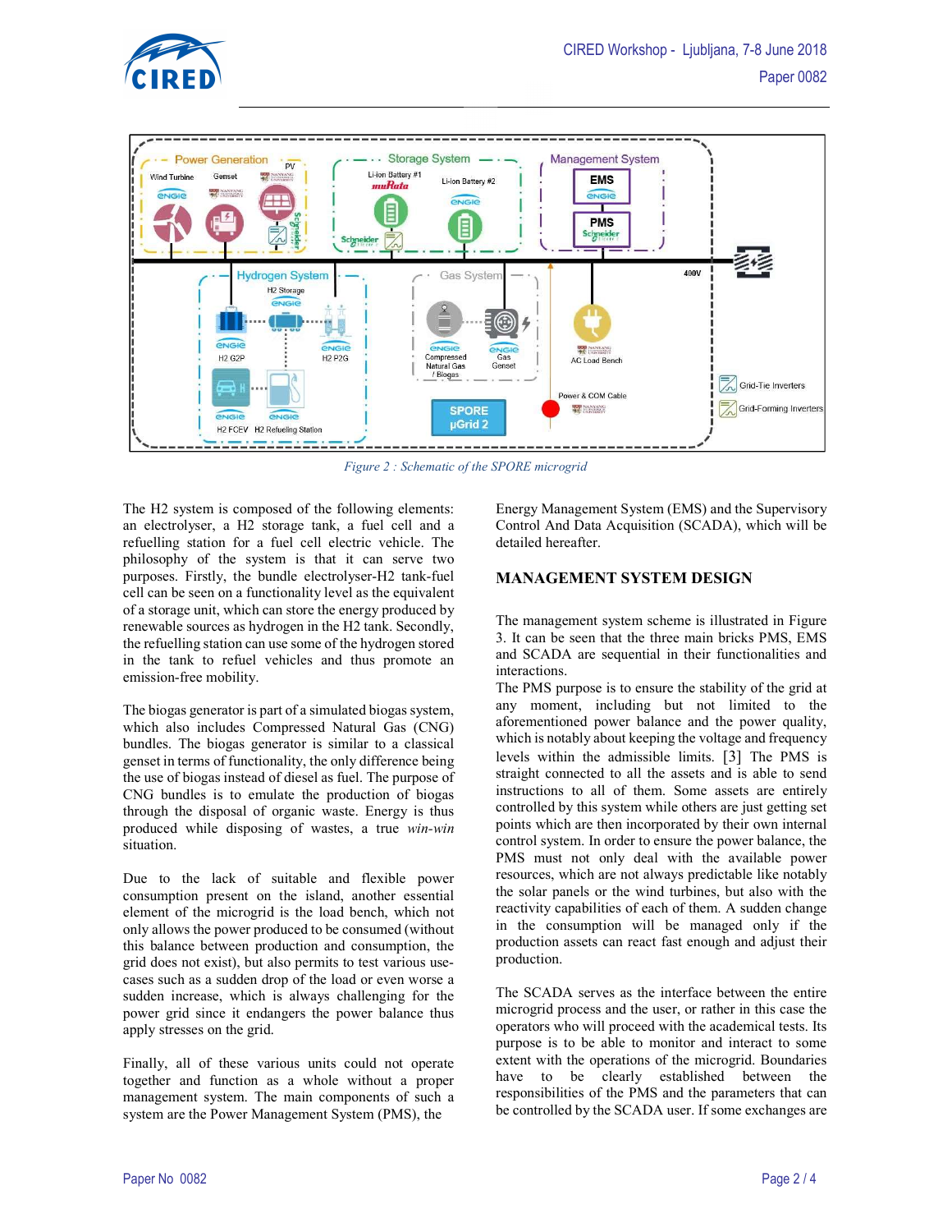Figure 2 : Schematic of the SPORE microgrid

The H2 system is composed of the following elements: an electrolyser, a H2 storage tank, a fuel cell and a refuelling station for a fuel cell electric vehicle. The philosophy of the system is that it can serve two purposes. Firstly, the bundle electrolyser-H2 tank-fuel cell can be seen on a functionality level as the equivalent of a storage unit, which can store the energy produced by renewable sources as hydrogen in the H2 tank. Secondly, the refuelling station can use some of the hydrogen stored in the tank to refuel vehicles and thus promote an emission-free mobility.

The biogas generator is part of a simulated biogas system, which also includes Compressed Natural Gas (CNG) bundles. The biogas generator is similar to a classical genset in terms of functionality, the only difference being the use of biogas instead of diesel as fuel. The purpose of CNG bundles is to emulate the production of biogas through the disposal of organic waste. Energy is thus produced while disposing of wastes, a true *win-win* situation.

Due to the lack of suitable and flexible power consumption present on the island, another essential element of the microgrid is the load bench, which not only allows the power produced to be consumed (without this balance between production and consumption, the grid does not exist), but also permits to test various use-cases such as a sudden drop of the load or even worse a sudden increase, which is always challenging for the power grid since it endangers the power balance thus apply stresses on the grid.

Finally, all of these various units could not operate together and function as a whole without a proper management system. The main components of such a system are the Power Management System (PMS), the Energy Management System (EMS) and the Supervisory Control And Data Acquisition (SCADA), which will be detailed hereafter.

## MANAGEMENT SYSTEM DESIGN

The management system scheme is illustrated in Figure 3. It can be seen that the three main bricks PMS, EMS and SCADA are sequential in their functionalities and interactions.

The PMS purpose is to ensure the stability of the grid at any moment, including but not limited to the aforementioned power balance and the power quality, which is notably about keeping the voltage and frequency levels within the admissible limits. [3] The PMS is straight connected to all the assets and is able to send instructions to all of them. Some assets are entirely controlled by this system while others are just getting set points which are then incorporated by their own internal control system. In order to ensure the power balance, the PMS must not only deal with the available power resources, which are not always predictable like notably the solar panels or the wind turbines, but also with the reactivity capabilities of each of them. A sudden change in the consumption will be managed only if the production assets can react fast enough and adjust their production.

The SCADA serves as the interface between the entire microgrid process and the user, or rather in this case the operators who will proceed with the academical tests. Its purpose is to be able to monitor and interact to some extent with the operations of the microgrid. Boundaries have to be clearly established between the responsibilities of the PMS and the parameters that can be controlled by the SCADA user. If some exchanges are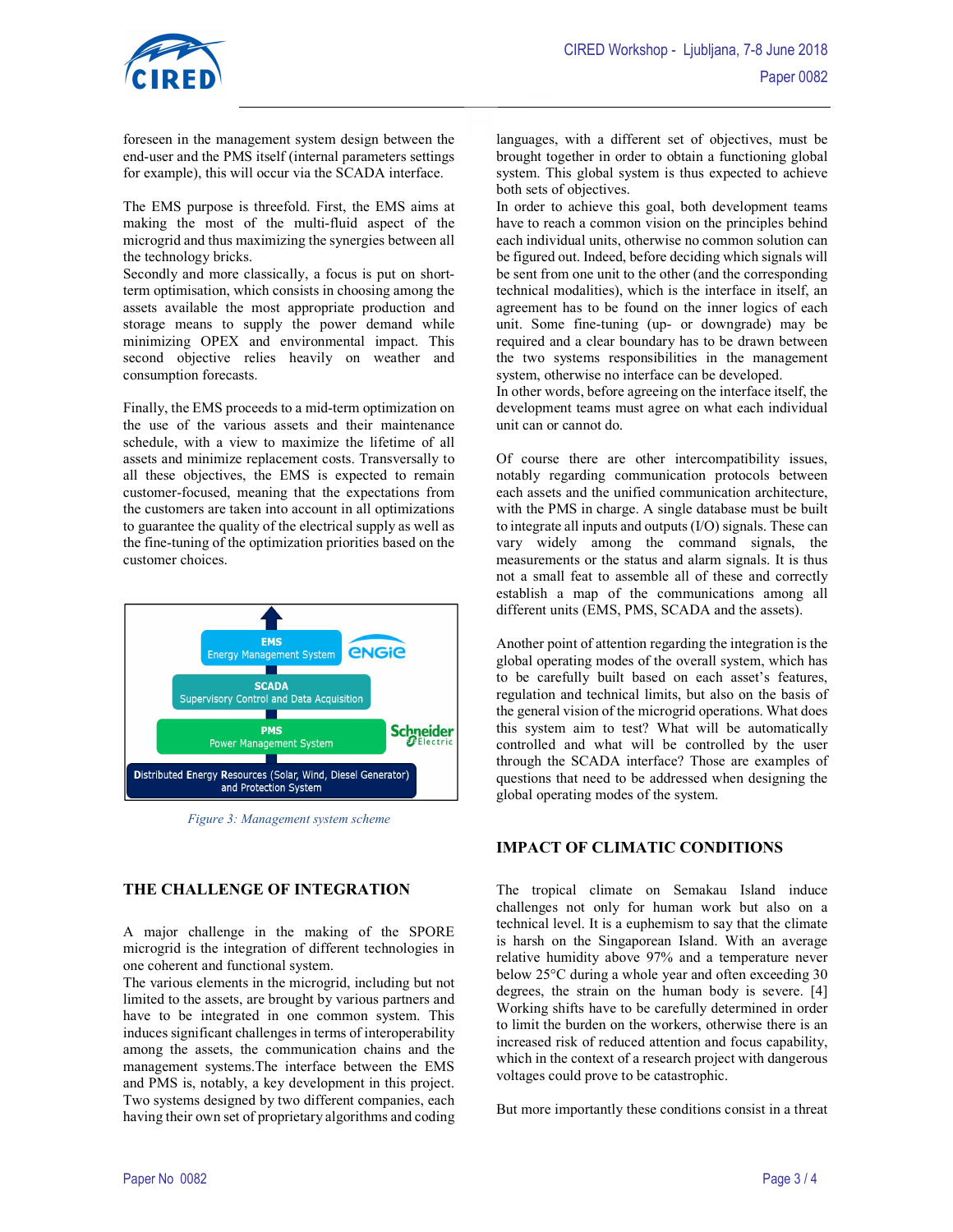foreseen in the management system design between the end-user and the PMS itself (internal parameters settings for example), this will occur via the SCADA interface.

The EMS purpose is threefold. First, the EMS aims at making the most of the multi-fluid aspect of the microgrid and thus maximizing the synergies between all the technology bricks.
Secondly and more classically, a focus is put on short-term optimisation, which consists in choosing among the assets available the most appropriate production and storage means to supply the power demand while minimizing OPEX and environmental impact. This second objective relies heavily on weather and consumption forecasts.

Finally, the EMS proceeds to a mid-term optimization on the use of the various assets and their maintenance schedule, with a view to maximize the lifetime of all assets and minimize replacement costs. Transversally to all these objectives, the EMS is expected to remain customer-focused, meaning that the expectations from the customers are taken into account in all optimizations to guarantee the quality of the electrical supply as well as the fine-tuning of the optimization priorities based on the customer choices.

*Figure 3: Management system scheme*

## THE CHALLENGE OF INTEGRATION

A major challenge in the making of the SPORE microgrid is the integration of different technologies in one coherent and functional system.
The various elements in the microgrid, including but not limited to the assets, are brought by various partners and have to be integrated in one common system. This induces significant challenges in terms of interoperability among the assets, the communication chains and the management systems.The interface between the EMS and PMS is, notably, a key development in this project. Two systems designed by two different companies, each having their own set of proprietary algorithms and coding languages, with a different set of objectives, must be brought together in order to obtain a functioning global system. This global system is thus expected to achieve both sets of objectives.
In order to achieve this goal, both development teams have to reach a common vision on the principles behind each individual units, otherwise no common solution can be figured out. Indeed, before deciding which signals will be sent from one unit to the other (and the corresponding technical modalities), which is the interface in itself, an agreement has to be found on the inner logics of each unit. Some fine-tuning (up- or downgrade) may be required and a clear boundary has to be drawn between the two systems responsibilities in the management system, otherwise no interface can be developed.
In other words, before agreeing on the interface itself, the development teams must agree on what each individual unit can or cannot do.

Of course there are other intercompatibility issues, notably regarding communication protocols between each assets and the unified communication architecture, with the PMS in charge. A single database must be built to integrate all inputs and outputs (I/O) signals. These can vary widely among the command signals, the measurements or the status and alarm signals. It is thus not a small feat to assemble all of these and correctly establish a map of the communications among all different units (EMS, PMS, SCADA and the assets).

Another point of attention regarding the integration is the global operating modes of the overall system, which has to be carefully built based on each asset's features, regulation and technical limits, but also on the basis of the general vision of the microgrid operations. What does this system aim to test? What will be automatically controlled and what will be controlled by the user through the SCADA interface? Those are examples of questions that need to be addressed when designing the global operating modes of the system.

## IMPACT OF CLIMATIC CONDITIONS

The tropical climate on Semakau Island induce challenges not only for human work but also on a technical level. It is a euphemism to say that the climate is harsh on the Singaporean Island. With an average relative humidity above 97% and a temperature never below 25°C during a whole year and often exceeding 30 degrees, the strain on the human body is severe. [4]
Working shifts have to be carefully determined in order to limit the burden on the workers, otherwise there is an increased risk of reduced attention and focus capability, which in the context of a research project with dangerous voltages could prove to be catastrophic.

But more importantly these conditions consist in a threat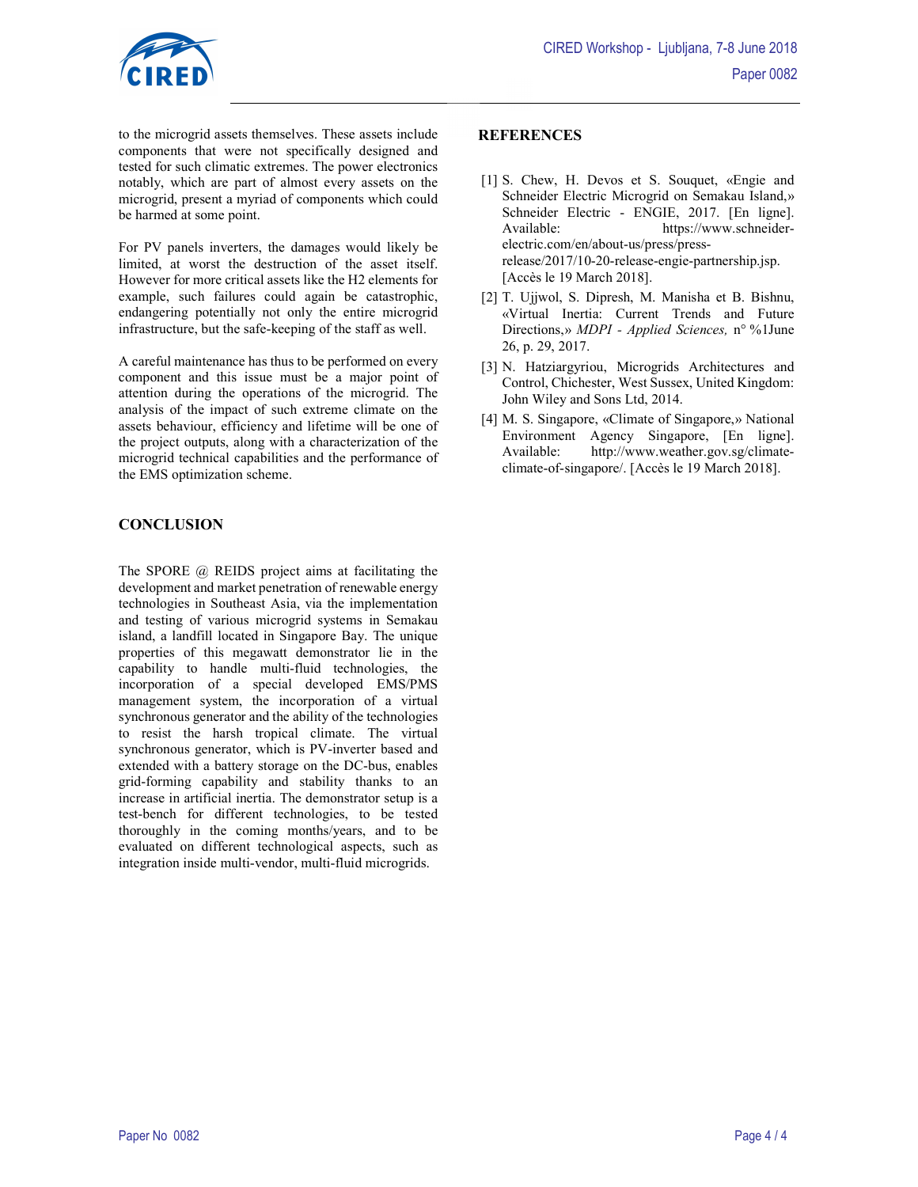to the microgrid assets themselves. These assets include components that were not specifically designed and tested for such climatic extremes. The power electronics notably, which are part of almost every assets on the microgrid, present a myriad of components which could be harmed at some point.

For PV panels inverters, the damages would likely be limited, at worst the destruction of the asset itself. However for more critical assets like the H2 elements for example, such failures could again be catastrophic, endangering potentially not only the entire microgrid infrastructure, but the safe-keeping of the staff as well.

A careful maintenance has thus to be performed on every component and this issue must be a major point of attention during the operations of the microgrid. The analysis of the impact of such extreme climate on the assets behaviour, efficiency and lifetime will be one of the project outputs, along with a characterization of the microgrid technical capabilities and the performance of the EMS optimization scheme.

## CONCLUSION

The SPORE @ REIDS project aims at facilitating the development and market penetration of renewable energy technologies in Southeast Asia, via the implementation and testing of various microgrid systems in Semakau island, a landfill located in Singapore Bay. The unique properties of this megawatt demonstrator lie in the capability to handle multi-fluid technologies, the incorporation of a special developed EMS/PMS management system, the incorporation of a virtual synchronous generator and the ability of the technologies to resist the harsh tropical climate. The virtual synchronous generator, which is PV-inverter based and extended with a battery storage on the DC-bus, enables grid-forming capability and stability thanks to an increase in artificial inertia. The demonstrator setup is a test-bench for different technologies, to be tested thoroughly in the coming months/years, and to be evaluated on different technological aspects, such as integration inside multi-vendor, multi-fluid microgrids.

## REFERENCES

[1] S. Chew, H. Devos et S. Souquet, «Engie and Schneider Electric Microgrid on Semakau Island,» Schneider Electric - ENGIE, 2017. [En ligne]. Available: https://www.schneider-electric.com/en/about-us/press/press-release/2017/10-20-release-engie-partnership.jsp. [Accès le 19 March 2018].

[2] T. Ujjwol, S. Dipresh, M. Manisha et B. Bishnu, «Virtual Inertia: Current Trends and Future Directions,» *MDPI - Applied Sciences,* n° %1June 26, p. 29, 2017.

[3] N. Hatziargyriou, Microgrids Architectures and Control, Chichester, West Sussex, United Kingdom: John Wiley and Sons Ltd, 2014.

[4] M. S. Singapore, «Climate of Singapore,» National Environment Agency Singapore, [En ligne]. Available: http://www.weather.gov.sg/climate-climate-of-singapore/. [Accès le 19 March 2018].